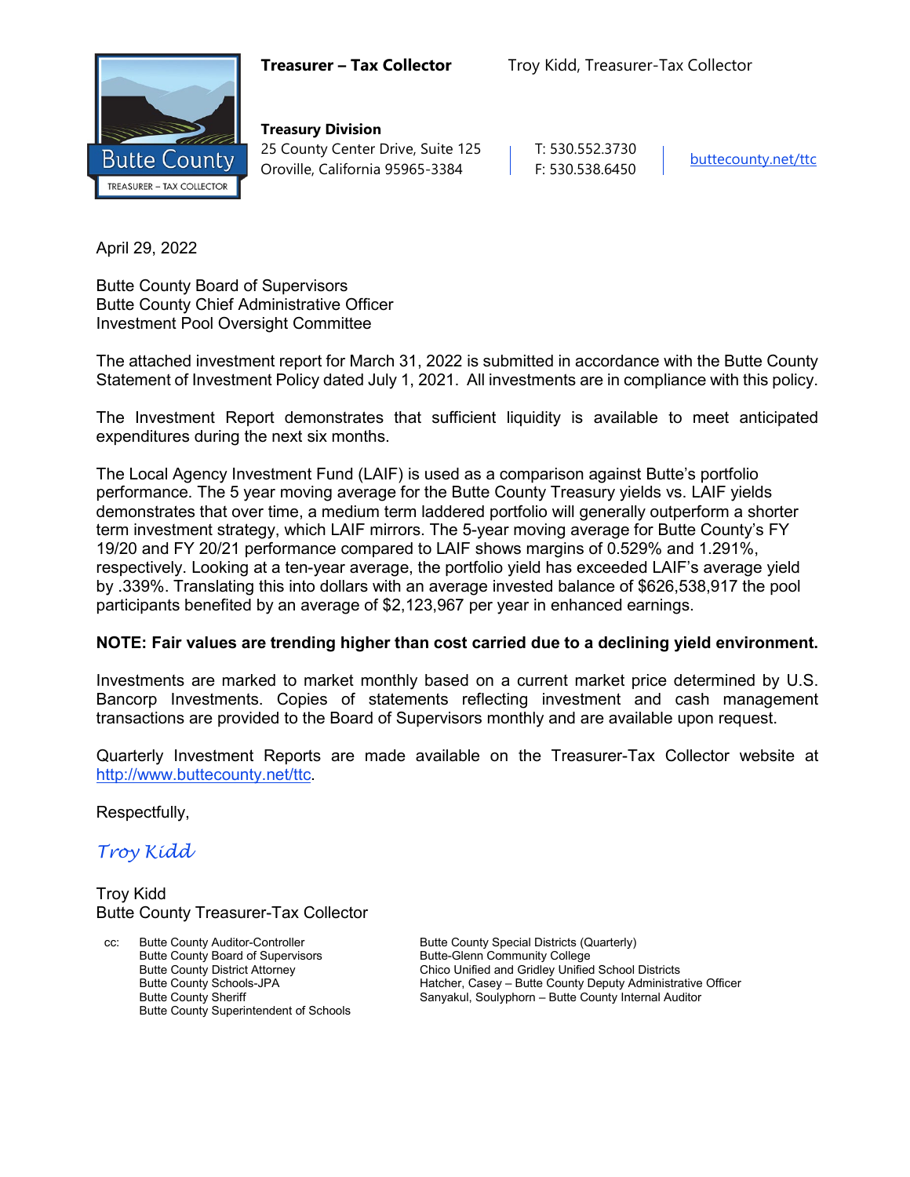**Treasurer – Tax Collector** Troy Kidd, Treasurer-Tax Collector

Butte County
TREASURER – TAX COLLECTOR

**Treasury Division**
25 County Center Drive, Suite 125
Oroville, California 95965-3384

T: 530.552.3730
F: 530.538.6450

buttecounty.net/ttc

April 29, 2022

Butte County Board of Supervisors
Butte County Chief Administrative Officer
Investment Pool Oversight Committee

The attached investment report for March 31, 2022 is submitted in accordance with the Butte County Statement of Investment Policy dated July 1, 2021. All investments are in compliance with this policy.

The Investment Report demonstrates that sufficient liquidity is available to meet anticipated expenditures during the next six months.

The Local Agency Investment Fund (LAIF) is used as a comparison against Butte's portfolio performance. The 5 year moving average for the Butte County Treasury yields vs. LAIF yields demonstrates that over time, a medium term laddered portfolio will generally outperform a shorter term investment strategy, which LAIF mirrors. The 5-year moving average for Butte County's FY 19/20 and FY 20/21 performance compared to LAIF shows margins of 0.529% and 1.291%, respectively. Looking at a ten-year average, the portfolio yield has exceeded LAIF's average yield by .339%. Translating this into dollars with an average invested balance of $626,538,917 the pool participants benefited by an average of $2,123,967 per year in enhanced earnings.

**NOTE: Fair values are trending higher than cost carried due to a declining yield environment.**

Investments are marked to market monthly based on a current market price determined by U.S. Bancorp Investments. Copies of statements reflecting investment and cash management transactions are provided to the Board of Supervisors monthly and are available upon request.

Quarterly Investment Reports are made available on the Treasurer-Tax Collector website at http://www.buttecounty.net/ttc.

Respectfully,

*Troy Kidd*

Troy Kidd
Butte County Treasurer-Tax Collector

cc: Butte County Auditor-Controller
Butte County Board of Supervisors
Butte County District Attorney
Butte County Schools-JPA
Butte County Sheriff
Butte County Superintendent of Schools
Butte County Special Districts (Quarterly)
Butte-Glenn Community College
Chico Unified and Gridley Unified School Districts
Hatcher, Casey – Butte County Deputy Administrative Officer
Sanyakul, Soulyphorn – Butte County Internal Auditor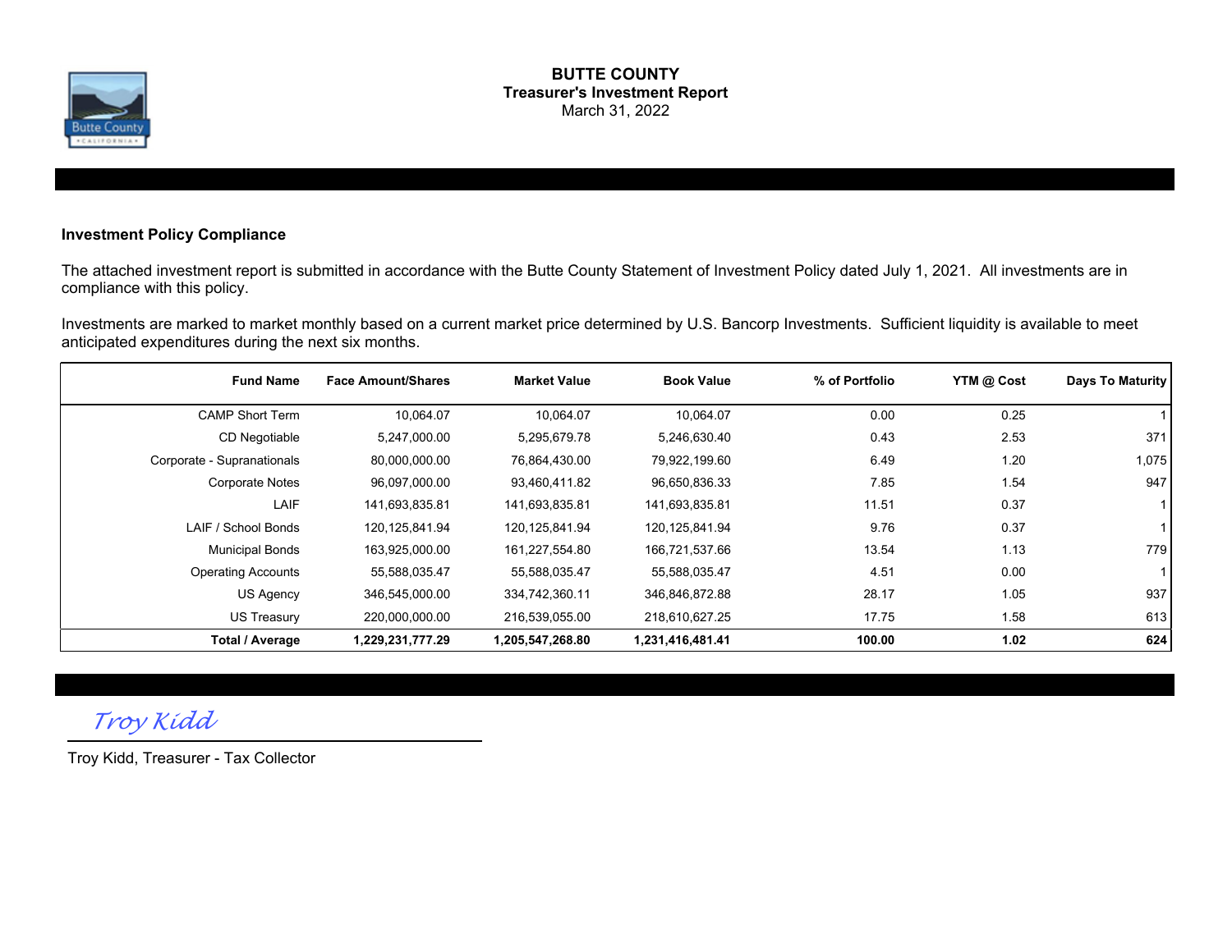# BUTTE COUNTY

## Treasurer's Investment Report

March 31, 2022

### Investment Policy Compliance

The attached investment report is submitted in accordance with the Butte County Statement of Investment Policy dated July 1, 2021. All investments are in compliance with this policy.

Investments are marked to market monthly based on a current market price determined by U.S. Bancorp Investments. Sufficient liquidity is available to meet anticipated expenditures during the next six months.

| Fund Name | Face Amount/Shares | Market Value | Book Value | % of Portfolio | YTM @ Cost | Days To Maturity |
|---|---|---|---|---|---|---|
| CAMP Short Term | 10,064.07 | 10,064.07 | 10,064.07 | 0.00 | 0.25 | 1 |
| CD Negotiable | 5,247,000.00 | 5,295,679.78 | 5,246,630.40 | 0.43 | 2.53 | 371 |
| Corporate - Supranationals | 80,000,000.00 | 76,864,430.00 | 79,922,199.60 | 6.49 | 1.20 | 1,075 |
| Corporate Notes | 96,097,000.00 | 93,460,411.82 | 96,650,836.33 | 7.85 | 1.54 | 947 |
| LAIF | 141,693,835.81 | 141,693,835.81 | 141,693,835.81 | 11.51 | 0.37 | 1 |
| LAIF / School Bonds | 120,125,841.94 | 120,125,841.94 | 120,125,841.94 | 9.76 | 0.37 | 1 |
| Municipal Bonds | 163,925,000.00 | 161,227,554.80 | 166,721,537.66 | 13.54 | 1.13 | 779 |
| Operating Accounts | 55,588,035.47 | 55,588,035.47 | 55,588,035.47 | 4.51 | 0.00 | 1 |
| US Agency | 346,545,000.00 | 334,742,360.11 | 346,846,872.88 | 28.17 | 1.05 | 937 |
| US Treasury | 220,000,000.00 | 216,539,055.00 | 218,610,627.25 | 17.75 | 1.58 | 613 |
| **Total / Average** | **1,229,231,777.29** | **1,205,547,268.80** | **1,231,416,481.41** | **100.00** | **1.02** | **624** |

*Troy Kidd*

Troy Kidd, Treasurer - Tax Collector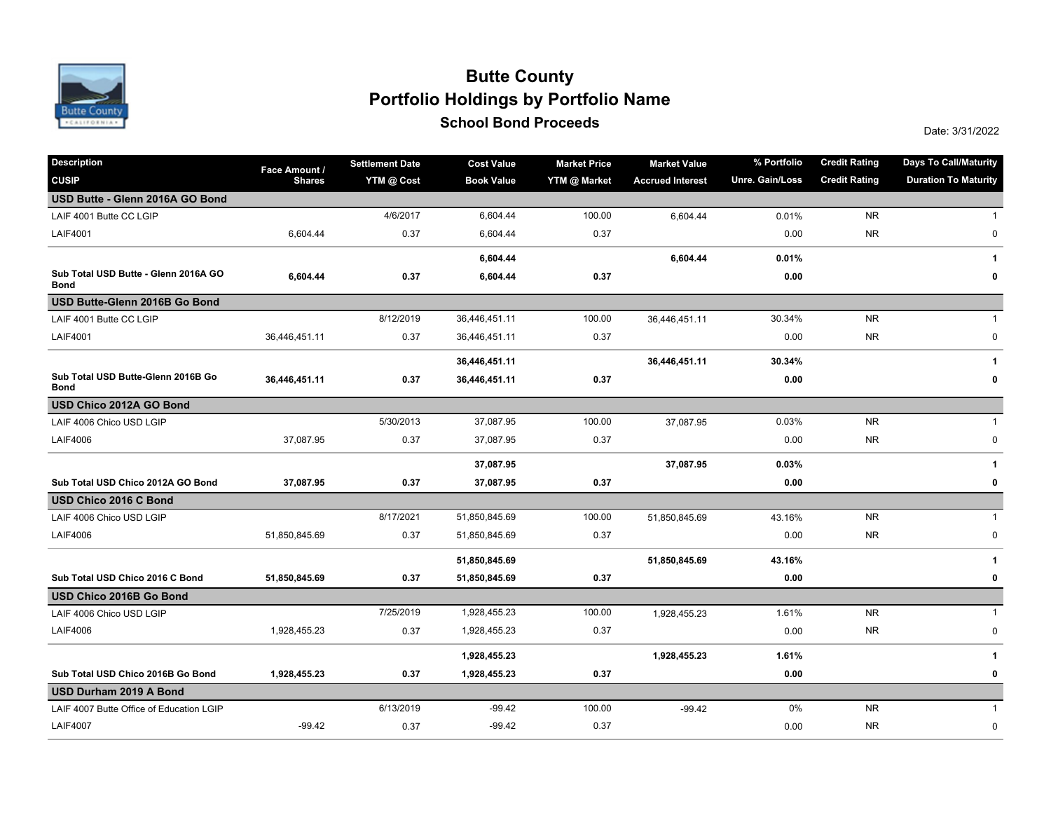# Butte County

## Portfolio Holdings by Portfolio Name

### School Bond Proceeds

Date: 3/31/2022

| Description / CUSIP | Face Amount / Shares | Settlement Date / YTM @ Cost | Cost Value / Book Value | Market Price / YTM @ Market | Market Value / Accrued Interest | % Portfolio / Unre. Gain/Loss | Credit Rating / Credit Rating | Days To Call/Maturity / Duration To Maturity |
|---|---|---|---|---|---|---|---|---|
| **USD Butte - Glenn 2016A GO Bond** | | | | | | | | |
| LAIF 4001 Butte CC LGIP | | 4/6/2017 | 6,604.44 | 100.00 | 6,604.44 | 0.01% | NR | 1 |
| LAIF4001 | 6,604.44 | 0.37 | 6,604.44 | 0.37 | | 0.00 | NR | 0 |
| | | | **6,604.44** | | **6,604.44** | **0.01%** | | **1** |
| **Sub Total USD Butte - Glenn 2016A GO Bond** | **6,604.44** | **0.37** | **6,604.44** | **0.37** | | **0.00** | | **0** |
| **USD Butte-Glenn 2016B Go Bond** | | | | | | | | |
| LAIF 4001 Butte CC LGIP | | 8/12/2019 | 36,446,451.11 | 100.00 | 36,446,451.11 | 30.34% | NR | 1 |
| LAIF4001 | 36,446,451.11 | 0.37 | 36,446,451.11 | 0.37 | | 0.00 | NR | 0 |
| | | | **36,446,451.11** | | **36,446,451.11** | **30.34%** | | **1** |
| **Sub Total USD Butte-Glenn 2016B Go Bond** | **36,446,451.11** | **0.37** | **36,446,451.11** | **0.37** | | **0.00** | | **0** |
| **USD Chico 2012A GO Bond** | | | | | | | | |
| LAIF 4006 Chico USD LGIP | | 5/30/2013 | 37,087.95 | 100.00 | 37,087.95 | 0.03% | NR | 1 |
| LAIF4006 | 37,087.95 | 0.37 | 37,087.95 | 0.37 | | 0.00 | NR | 0 |
| | | | **37,087.95** | | **37,087.95** | **0.03%** | | **1** |
| **Sub Total USD Chico 2012A GO Bond** | **37,087.95** | **0.37** | **37,087.95** | **0.37** | | **0.00** | | **0** |
| **USD Chico 2016 C Bond** | | | | | | | | |
| LAIF 4006 Chico USD LGIP | | 8/17/2021 | 51,850,845.69 | 100.00 | 51,850,845.69 | 43.16% | NR | 1 |
| LAIF4006 | 51,850,845.69 | 0.37 | 51,850,845.69 | 0.37 | | 0.00 | NR | 0 |
| | | | **51,850,845.69** | | **51,850,845.69** | **43.16%** | | **1** |
| **Sub Total USD Chico 2016 C Bond** | **51,850,845.69** | **0.37** | **51,850,845.69** | **0.37** | | **0.00** | | **0** |
| **USD Chico 2016B Go Bond** | | | | | | | | |
| LAIF 4006 Chico USD LGIP | | 7/25/2019 | 1,928,455.23 | 100.00 | 1,928,455.23 | 1.61% | NR | 1 |
| LAIF4006 | 1,928,455.23 | 0.37 | 1,928,455.23 | 0.37 | | 0.00 | NR | 0 |
| | | | **1,928,455.23** | | **1,928,455.23** | **1.61%** | | **1** |
| **Sub Total USD Chico 2016B Go Bond** | **1,928,455.23** | **0.37** | **1,928,455.23** | **0.37** | | **0.00** | | **0** |
| **USD Durham 2019 A Bond** | | | | | | | | |
| LAIF 4007 Butte Office of Education LGIP | | 6/13/2019 | -99.42 | 100.00 | -99.42 | 0% | NR | 1 |
| LAIF4007 | -99.42 | 0.37 | -99.42 | 0.37 | | 0.00 | NR | 0 |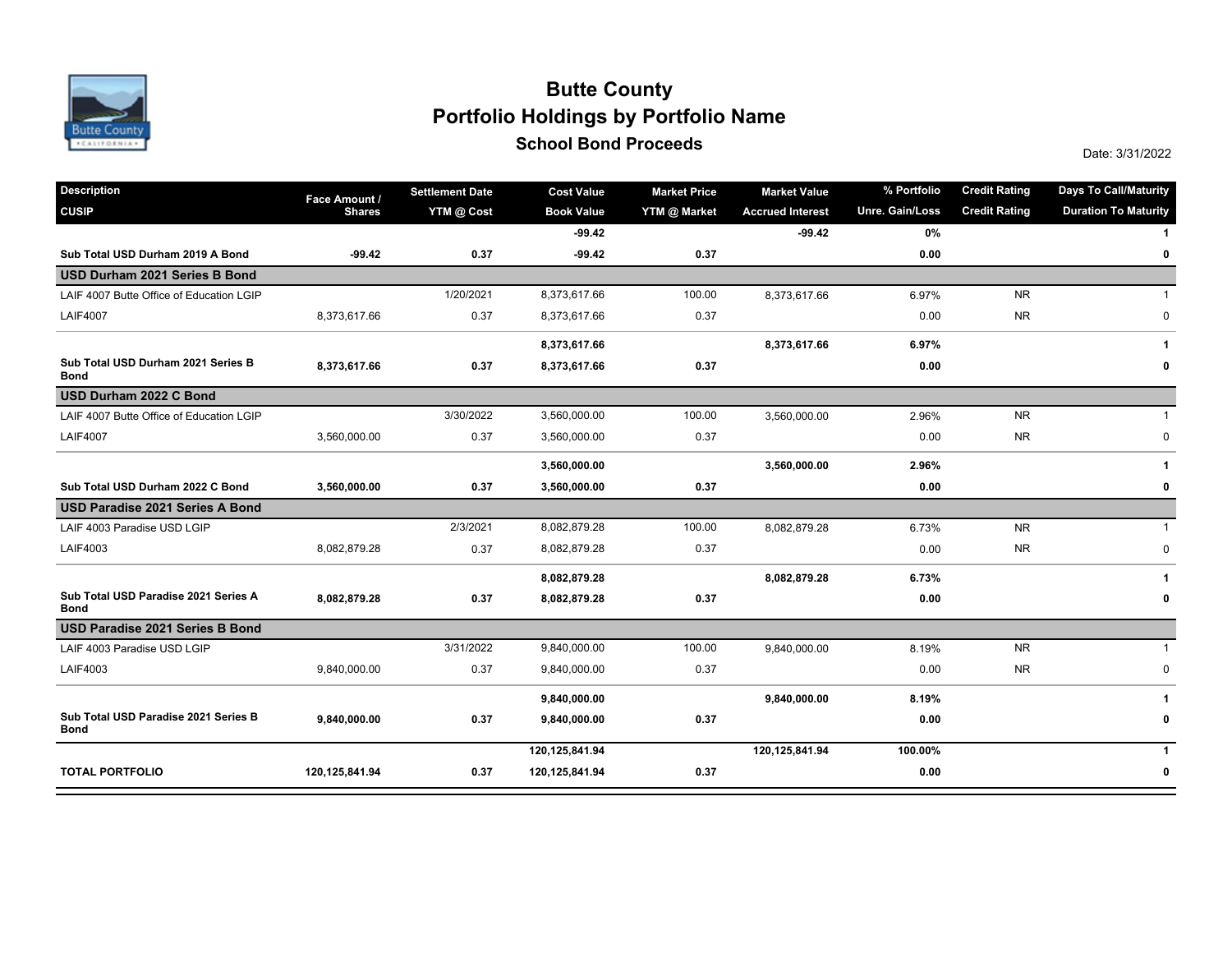# Butte County

## Portfolio Holdings by Portfolio Name

### School Bond Proceeds

Date: 3/31/2022

| Description / CUSIP | Face Amount / Shares | Settlement Date / YTM @ Cost | Cost Value / Book Value | Market Price / YTM @ Market | Market Value / Accrued Interest | % Portfolio / Unre. Gain/Loss | Credit Rating / Credit Rating | Days To Call/Maturity / Duration To Maturity |
|---|---|---|---|---|---|---|---|---|
| | | | **-99.42** | | **-99.42** | **0%** | | **1** |
| **Sub Total USD Durham 2019 A Bond** | **-99.42** | **0.37** | **-99.42** | **0.37** | | **0.00** | | **0** |
| **USD Durham 2021 Series B Bond** | | | | | | | | |
| LAIF 4007 Butte Office of Education LGIP | | 1/20/2021 | 8,373,617.66 | 100.00 | 8,373,617.66 | 6.97% | NR | 1 |
| LAIF4007 | 8,373,617.66 | 0.37 | 8,373,617.66 | 0.37 | | 0.00 | NR | 0 |
| | | | **8,373,617.66** | | **8,373,617.66** | **6.97%** | | **1** |
| **Sub Total USD Durham 2021 Series B Bond** | **8,373,617.66** | **0.37** | **8,373,617.66** | **0.37** | | **0.00** | | **0** |
| **USD Durham 2022 C Bond** | | | | | | | | |
| LAIF 4007 Butte Office of Education LGIP | | 3/30/2022 | 3,560,000.00 | 100.00 | 3,560,000.00 | 2.96% | NR | 1 |
| LAIF4007 | 3,560,000.00 | 0.37 | 3,560,000.00 | 0.37 | | 0.00 | NR | 0 |
| | | | **3,560,000.00** | | **3,560,000.00** | **2.96%** | | **1** |
| **Sub Total USD Durham 2022 C Bond** | **3,560,000.00** | **0.37** | **3,560,000.00** | **0.37** | | **0.00** | | **0** |
| **USD Paradise 2021 Series A Bond** | | | | | | | | |
| LAIF 4003 Paradise USD LGIP | | 2/3/2021 | 8,082,879.28 | 100.00 | 8,082,879.28 | 6.73% | NR | 1 |
| LAIF4003 | 8,082,879.28 | 0.37 | 8,082,879.28 | 0.37 | | 0.00 | NR | 0 |
| | | | **8,082,879.28** | | **8,082,879.28** | **6.73%** | | **1** |
| **Sub Total USD Paradise 2021 Series A Bond** | **8,082,879.28** | **0.37** | **8,082,879.28** | **0.37** | | **0.00** | | **0** |
| **USD Paradise 2021 Series B Bond** | | | | | | | | |
| LAIF 4003 Paradise USD LGIP | | 3/31/2022 | 9,840,000.00 | 100.00 | 9,840,000.00 | 8.19% | NR | 1 |
| LAIF4003 | 9,840,000.00 | 0.37 | 9,840,000.00 | 0.37 | | 0.00 | NR | 0 |
| | | | **9,840,000.00** | | **9,840,000.00** | **8.19%** | | **1** |
| **Sub Total USD Paradise 2021 Series B Bond** | **9,840,000.00** | **0.37** | **9,840,000.00** | **0.37** | | **0.00** | | **0** |
| | | | **120,125,841.94** | | **120,125,841.94** | **100.00%** | | **1** |
| **TOTAL PORTFOLIO** | **120,125,841.94** | **0.37** | **120,125,841.94** | **0.37** | | **0.00** | | **0** |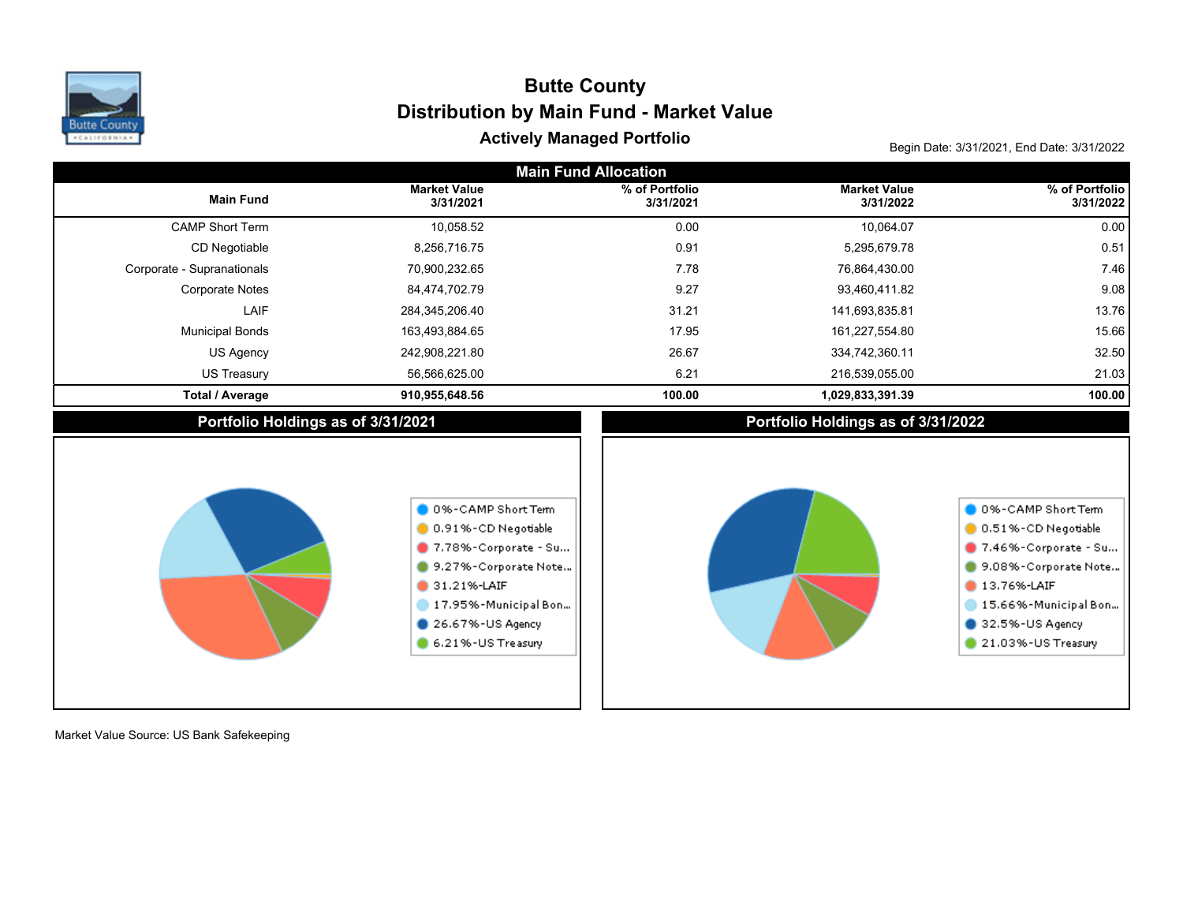# Butte County

## Distribution by Main Fund - Market Value

### Actively Managed Portfolio

Begin Date: 3/31/2021, End Date: 3/31/2022

**Main Fund Allocation**

| Main Fund | Market Value 3/31/2021 | % of Portfolio 3/31/2021 | Market Value 3/31/2022 | % of Portfolio 3/31/2022 |
|---|---|---|---|---|
| CAMP Short Term | 10,058.52 | 0.00 | 10,064.07 | 0.00 |
| CD Negotiable | 8,256,716.75 | 0.91 | 5,295,679.78 | 0.51 |
| Corporate - Supranationals | 70,900,232.65 | 7.78 | 76,864,430.00 | 7.46 |
| Corporate Notes | 84,474,702.79 | 9.27 | 93,460,411.82 | 9.08 |
| LAIF | 284,345,206.40 | 31.21 | 141,693,835.81 | 13.76 |
| Municipal Bonds | 163,493,884.65 | 17.95 | 161,227,554.80 | 15.66 |
| US Agency | 242,908,221.80 | 26.67 | 334,742,360.11 | 32.50 |
| US Treasury | 56,566,625.00 | 6.21 | 216,539,055.00 | 21.03 |
| **Total / Average** | **910,955,648.56** | **100.00** | **1,029,833,391.39** | **100.00** |

**Portfolio Holdings as of 3/31/2021**

- 0%-CAMP Short Term
- 0.91%-CD Negotiable
- 7.78%-Corporate - Su...
- 9.27%-Corporate Note...
- 31.21%-LAIF
- 17.95%-Municipal Bon...
- 26.67%-US Agency
- 6.21%-US Treasury

**Portfolio Holdings as of 3/31/2022**

- 0%-CAMP Short Term
- 0.51%-CD Negotiable
- 7.46%-Corporate - Su...
- 9.08%-Corporate Note...
- 13.76%-LAIF
- 15.66%-Municipal Bon...
- 32.5%-US Agency
- 21.03%-US Treasury

Market Value Source: US Bank Safekeeping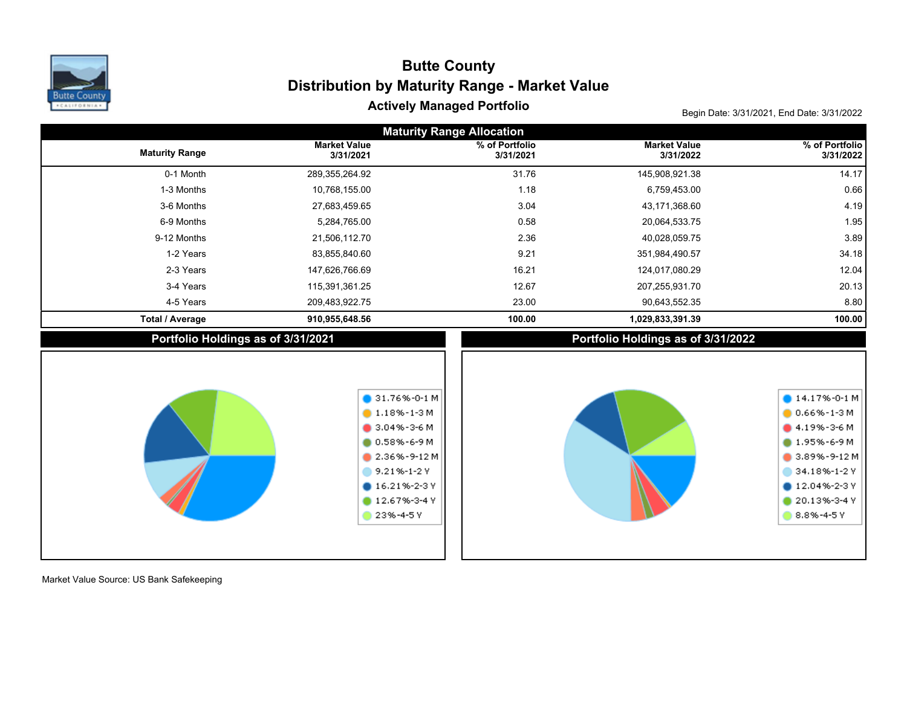# Butte County

## Distribution by Maturity Range - Market Value

### Actively Managed Portfolio

Begin Date: 3/31/2021, End Date: 3/31/2022

**Maturity Range Allocation**

| Maturity Range | Market Value 3/31/2021 | % of Portfolio 3/31/2021 | Market Value 3/31/2022 | % of Portfolio 3/31/2022 |
|---|---|---|---|---|
| 0-1 Month | 289,355,264.92 | 31.76 | 145,908,921.38 | 14.17 |
| 1-3 Months | 10,768,155.00 | 1.18 | 6,759,453.00 | 0.66 |
| 3-6 Months | 27,683,459.65 | 3.04 | 43,171,368.60 | 4.19 |
| 6-9 Months | 5,284,765.00 | 0.58 | 20,064,533.75 | 1.95 |
| 9-12 Months | 21,506,112.70 | 2.36 | 40,028,059.75 | 3.89 |
| 1-2 Years | 83,855,840.60 | 9.21 | 351,984,490.57 | 34.18 |
| 2-3 Years | 147,626,766.69 | 16.21 | 124,017,080.29 | 12.04 |
| 3-4 Years | 115,391,361.25 | 12.67 | 207,255,931.70 | 20.13 |
| 4-5 Years | 209,483,922.75 | 23.00 | 90,643,552.35 | 8.80 |
| **Total / Average** | **910,955,648.56** | **100.00** | **1,029,833,391.39** | **100.00** |

**Portfolio Holdings as of 3/31/2021**

- 31.76%-0-1 M
- 1.18%-1-3 M
- 3.04%-3-6 M
- 0.58%-6-9 M
- 2.36%-9-12 M
- 9.21%-1-2 Y
- 16.21%-2-3 Y
- 12.67%-3-4 Y
- 23%-4-5 Y

**Portfolio Holdings as of 3/31/2022**

- 14.17%-0-1 M
- 0.66%-1-3 M
- 4.19%-3-6 M
- 1.95%-6-9 M
- 3.89%-9-12 M
- 34.18%-1-2 Y
- 12.04%-2-3 Y
- 20.13%-3-4 Y
- 8.8%-4-5 Y

Market Value Source: US Bank Safekeeping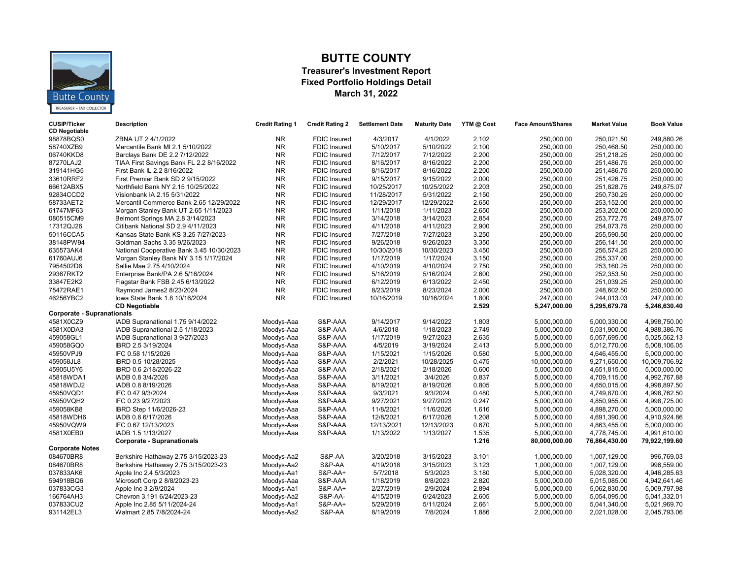# BUTTE COUNTY

## Treasurer's Investment Report
## Fixed Portfolio Holdings Detail
## March 31, 2022

| CUSIP/Ticker | Description | Credit Rating 1 | Credit Rating 2 | Settlement Date | Maturity Date | YTM @ Cost | Face Amount/Shares | Market Value | Book Value |
|---|---|---|---|---|---|---|---|---|---|
| **CD Negotiable** | | | | | | | | | |
| 98878BQS0 | ZBNA UT 2 4/1/2022 | NR | FDIC Insured | 4/3/2017 | 4/1/2022 | 2.102 | 250,000.00 | 250,021.50 | 249,880.26 |
| 58740XZB9 | Mercantile Bank MI 2.1 5/10/2022 | NR | FDIC Insured | 5/10/2017 | 5/10/2022 | 2.100 | 250,000.00 | 250,468.50 | 250,000.00 |
| 06740KKD8 | Barclays Bank DE 2.2 7/12/2022 | NR | FDIC Insured | 7/12/2017 | 7/12/2022 | 2.200 | 250,000.00 | 251,218.25 | 250,000.00 |
| 87270LAJ2 | TIAA First Savings Bank FL 2.2 8/16/2022 | NR | FDIC Insured | 8/16/2017 | 8/16/2022 | 2.200 | 250,000.00 | 251,486.75 | 250,000.00 |
| 319141HG5 | First Bank IL 2.2 8/16/2022 | NR | FDIC Insured | 8/16/2017 | 8/16/2022 | 2.200 | 250,000.00 | 251,486.75 | 250,000.00 |
| 33610RRF2 | First Premier Bank SD 2 9/15/2022 | NR | FDIC Insured | 9/15/2017 | 9/15/2022 | 2.000 | 250,000.00 | 251,426.75 | 250,000.00 |
| 66612ABX5 | Northfield Bank NY 2.15 10/25/2022 | NR | FDIC Insured | 10/25/2017 | 10/25/2022 | 2.203 | 250,000.00 | 251,828.75 | 249,875.07 |
| 92834CCD2 | Visionbank IA 2.15 5/31/2022 | NR | FDIC Insured | 11/28/2017 | 5/31/2022 | 2.150 | 250,000.00 | 250,730.25 | 250,000.00 |
| 58733AET2 | Mercantil Commerce Bank 2.65 12/29/2022 | NR | FDIC Insured | 12/29/2017 | 12/29/2022 | 2.650 | 250,000.00 | 253,152.00 | 250,000.00 |
| 61747MF63 | Morgan Stanley Bank UT 2.65 1/11/2023 | NR | FDIC Insured | 1/11/2018 | 1/11/2023 | 2.650 | 250,000.00 | 253,202.00 | 250,000.00 |
| 080515CM9 | Belmont Springs MA 2.8 3/14/2023 | NR | FDIC Insured | 3/14/2018 | 3/14/2023 | 2.854 | 250,000.00 | 253,772.75 | 249,875.07 |
| 17312QJ26 | Citibank National SD 2.9 4/11/2023 | NR | FDIC Insured | 4/11/2018 | 4/11/2023 | 2.900 | 250,000.00 | 254,073.75 | 250,000.00 |
| 50116CCA5 | Kansas State Bank KS 3.25 7/27/2023 | NR | FDIC Insured | 7/27/2018 | 7/27/2023 | 3.250 | 250,000.00 | 255,590.50 | 250,000.00 |
| 38148PW94 | Goldman Sachs 3.35 9/26/2023 | NR | FDIC Insured | 9/26/2018 | 9/26/2023 | 3.350 | 250,000.00 | 256,141.50 | 250,000.00 |
| 635573AK4 | National Cooperative Bank 3.45 10/30/2023 | NR | FDIC Insured | 10/30/2018 | 10/30/2023 | 3.450 | 250,000.00 | 256,574.25 | 250,000.00 |
| 61760AUJ6 | Morgan Stanley Bank NY 3.15 1/17/2024 | NR | FDIC Insured | 1/17/2019 | 1/17/2024 | 3.150 | 250,000.00 | 255,337.00 | 250,000.00 |
| 7954502D6 | Sallie Mae 2.75 4/10/2024 | NR | FDIC Insured | 4/10/2019 | 4/10/2024 | 2.750 | 250,000.00 | 253,160.25 | 250,000.00 |
| 29367RKT2 | Enterprise Bank/PA 2.6 5/16/2024 | NR | FDIC Insured | 5/16/2019 | 5/16/2024 | 2.600 | 250,000.00 | 252,353.50 | 250,000.00 |
| 33847E2K2 | Flagstar Bank FSB 2.45 6/13/2022 | NR | FDIC Insured | 6/12/2019 | 6/13/2022 | 2.450 | 250,000.00 | 251,039.25 | 250,000.00 |
| 75472RAE1 | Raymond James2 8/23/2024 | NR | FDIC Insured | 8/23/2019 | 8/23/2024 | 2.000 | 250,000.00 | 248,602.50 | 250,000.00 |
| 46256YBC2 | Iowa State Bank 1.8 10/16/2024 | NR | FDIC Insured | 10/16/2019 | 10/16/2024 | 1.800 | 247,000.00 | 244,013.03 | 247,000.00 |
| | **CD Negotiable** | | | | | **2.529** | **5,247,000.00** | **5,295,679.78** | **5,246,630.40** |
| **Corporate - Supranationals** | | | | | | | | | |
| 4581X0CZ9 | IADB Supranational 1.75 9/14/2022 | Moodys-Aaa | S&P-AAA | 9/14/2017 | 9/14/2022 | 1.803 | 5,000,000.00 | 5,000,330.00 | 4,998,750.00 |
| 4581X0DA3 | IADB Supranational 2.5 1/18/2023 | Moodys-Aaa | S&P-AAA | 4/6/2018 | 1/18/2023 | 2.749 | 5,000,000.00 | 5,031,900.00 | 4,988,386.76 |
| 459058GL1 | IADB Supranational 3 9/27/2023 | Moodys-Aaa | S&P-AAA | 1/17/2019 | 9/27/2023 | 2.635 | 5,000,000.00 | 5,057,695.00 | 5,025,562.13 |
| 459058GQ0 | IBRD 2.5 3/19/2024 | Moodys-Aaa | S&P-AAA | 4/5/2019 | 3/19/2024 | 2.413 | 5,000,000.00 | 5,012,770.00 | 5,008,106.05 |
| 45950VPJ9 | IFC 0.58 1/15/2026 | Moodys-Aaa | S&P-AAA | 1/15/2021 | 1/15/2026 | 0.580 | 5,000,000.00 | 4,646,455.00 | 5,000,000.00 |
| 459058JL8 | IBRD 0.5 10/28/2025 | Moodys-Aaa | S&P-AAA | 2/2/2021 | 10/28/2025 | 0.475 | 10,000,000.00 | 9,271,650.00 | 10,009,706.92 |
| 45905U5Y6 | IBRD 0.6 2/18/2026-22 | Moodys-Aaa | S&P-AAA | 2/18/2021 | 2/18/2026 | 0.600 | 5,000,000.00 | 4,651,815.00 | 5,000,000.00 |
| 45818WDA1 | IADB 0.8 3/4/2026 | Moodys-Aaa | S&P-AAA | 3/11/2021 | 3/4/2026 | 0.837 | 5,000,000.00 | 4,709,115.00 | 4,992,767.88 |
| 45818WDJ2 | IADB 0.8 8/19/2026 | Moodys-Aaa | S&P-AAA | 8/19/2021 | 8/19/2026 | 0.805 | 5,000,000.00 | 4,650,015.00 | 4,998,897.50 |
| 45950VQD1 | IFC 0.47 9/3/2024 | Moodys-Aaa | S&P-AAA | 9/3/2021 | 9/3/2024 | 0.480 | 5,000,000.00 | 4,749,870.00 | 4,998,762.50 |
| 45950VQH2 | IFC 0.23 9/27/2023 | Moodys-Aaa | S&P-AAA | 9/27/2021 | 9/27/2023 | 0.247 | 5,000,000.00 | 4,850,955.00 | 4,998,725.00 |
| 459058KB8 | IBRD Step 11/6/2026-23 | Moodys-Aaa | S&P-AAA | 11/8/2021 | 11/6/2026 | 1.616 | 5,000,000.00 | 4,898,270.00 | 5,000,000.00 |
| 45818WDH6 | IADB 0.8 6/17/2026 | Moodys-Aaa | S&P-AAA | 12/8/2021 | 6/17/2026 | 1.208 | 5,000,000.00 | 4,691,390.00 | 4,910,924.86 |
| 45950VQW9 | IFC 0.67 12/13/2023 | Moodys-Aaa | S&P-AAA | 12/13/2021 | 12/13/2023 | 0.670 | 5,000,000.00 | 4,863,455.00 | 5,000,000.00 |
| 4581X0EB0 | IADB 1.5 1/13/2027 | Moodys-Aaa | S&P-AAA | 1/13/2022 | 1/13/2027 | 1.535 | 5,000,000.00 | 4,778,745.00 | 4,991,610.00 |
| | **Corporate - Supranationals** | | | | | **1.216** | **80,000,000.00** | **76,864,430.00** | **79,922,199.60** |
| **Corporate Notes** | | | | | | | | | |
| 084670BR8 | Berkshire Hathaway 2.75 3/15/2023-23 | Moodys-Aa2 | S&P-AA | 3/20/2018 | 3/15/2023 | 3.101 | 1,000,000.00 | 1,007,129.00 | 996,769.03 |
| 084670BR8 | Berkshire Hathaway 2.75 3/15/2023-23 | Moodys-Aa2 | S&P-AA | 4/19/2018 | 3/15/2023 | 3.123 | 1,000,000.00 | 1,007,129.00 | 996,559.00 |
| 037833AK6 | Apple Inc 2.4 5/3/2023 | Moodys-Aa1 | S&P-AA+ | 5/7/2018 | 5/3/2023 | 3.180 | 5,000,000.00 | 5,028,320.00 | 4,946,285.63 |
| 594918BQ6 | Microsoft Corp 2 8/8/2023-23 | Moodys-Aaa | S&P-AAA | 1/18/2019 | 8/8/2023 | 2.820 | 5,000,000.00 | 5,015,085.00 | 4,942,641.46 |
| 037833CG3 | Apple Inc 3 2/9/2024 | Moodys-Aa1 | S&P-AA+ | 2/27/2019 | 2/9/2024 | 2.894 | 5,000,000.00 | 5,062,830.00 | 5,009,797.98 |
| 166764AH3 | Chevron 3.191 6/24/2023-23 | Moodys-Aa2 | S&P-AA- | 4/15/2019 | 6/24/2023 | 2.605 | 5,000,000.00 | 5,054,095.00 | 5,041,332.01 |
| 037833CU2 | Apple Inc 2.85 5/11/2024-24 | Moodys-Aa1 | S&P-AA+ | 5/29/2019 | 5/11/2024 | 2.661 | 5,000,000.00 | 5,041,340.00 | 5,021,969.70 |
| 931142EL3 | Walmart 2.85 7/8/2024-24 | Moodys-Aa2 | S&P-AA | 8/19/2019 | 7/8/2024 | 1.886 | 2,000,000.00 | 2,021,028.00 | 2,045,793.06 |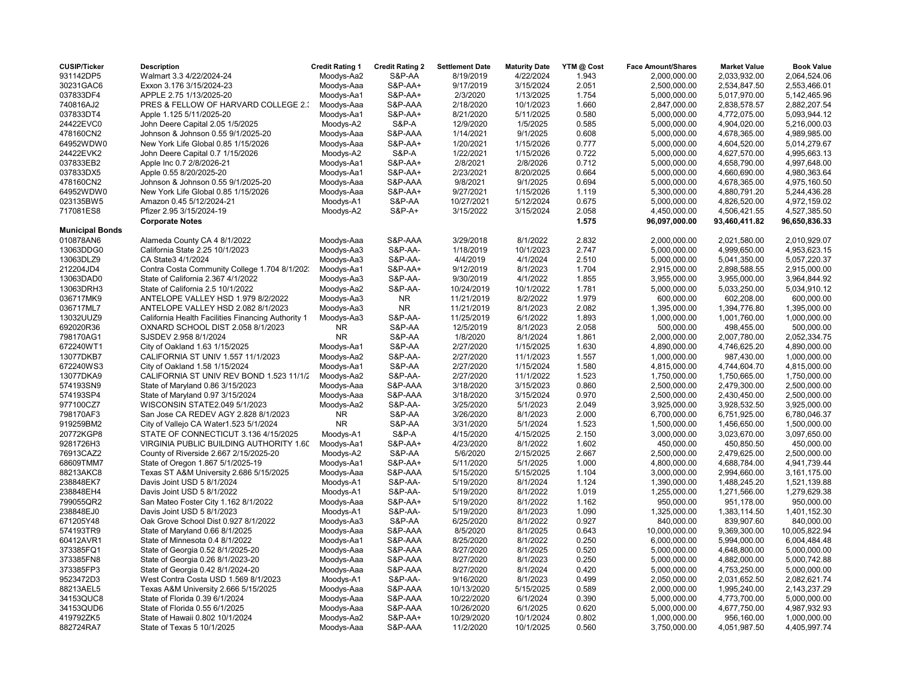| CUSIP/Ticker | Description | Credit Rating 1 | Credit Rating 2 | Settlement Date | Maturity Date | YTM @ Cost | Face Amount/Shares | Market Value | Book Value |
|---|---|---|---|---|---|---|---|---|---|
| 931142DP5 | Walmart 3.3 4/22/2024-24 | Moodys-Aa2 | S&P-AA | 8/19/2019 | 4/22/2024 | 1.943 | 2,000,000.00 | 2,033,932.00 | 2,064,524.06 |
| 30231GAC6 | Exxon 3.176 3/15/2024-23 | Moodys-Aaa | S&P-AA+ | 9/17/2019 | 3/15/2024 | 2.051 | 2,500,000.00 | 2,534,847.50 | 2,553,466.01 |
| 037833DF4 | APPLE 2.75 1/13/2025-20 | Moodys-Aa1 | S&P-AA+ | 2/3/2020 | 1/13/2025 | 1.754 | 5,000,000.00 | 5,017,970.00 | 5,142,465.96 |
| 740816AJ2 | PRES & FELLOW OF HARVARD COLLEGE 2.: | Moodys-Aaa | S&P-AAA | 2/18/2020 | 10/1/2023 | 1.660 | 2,847,000.00 | 2,838,578.57 | 2,882,207.54 |
| 037833DT4 | Apple 1.125 5/11/2025-20 | Moodys-Aa1 | S&P-AA+ | 8/21/2020 | 5/11/2025 | 0.580 | 5,000,000.00 | 4,772,075.00 | 5,093,944.12 |
| 24422EVC0 | John Deere Capital 2.05 1/5/2025 | Moodys-A2 | S&P-A | 12/9/2020 | 1/5/2025 | 0.585 | 5,000,000.00 | 4,904,020.00 | 5,216,000.03 |
| 478160CN2 | Johnson & Johnson 0.55 9/1/2025-20 | Moodys-Aaa | S&P-AAA | 1/14/2021 | 9/1/2025 | 0.608 | 5,000,000.00 | 4,678,365.00 | 4,989,985.00 |
| 64952WDW0 | New York Life Global 0.85 1/15/2026 | Moodys-Aaa | S&P-AA+ | 1/20/2021 | 1/15/2026 | 0.777 | 5,000,000.00 | 4,604,520.00 | 5,014,279.67 |
| 24422EVK2 | John Deere Capital 0.7 1/15/2026 | Moodys-A2 | S&P-A | 1/22/2021 | 1/15/2026 | 0.722 | 5,000,000.00 | 4,627,570.00 | 4,995,663.13 |
| 037833EB2 | Apple Inc 0.7 2/8/2026-21 | Moodys-Aa1 | S&P-AA+ | 2/8/2021 | 2/8/2026 | 0.712 | 5,000,000.00 | 4,658,790.00 | 4,997,648.00 |
| 037833DX5 | Apple 0.55 8/20/2025-20 | Moodys-Aa1 | S&P-AA+ | 2/23/2021 | 8/20/2025 | 0.664 | 5,000,000.00 | 4,660,690.00 | 4,980,363.64 |
| 478160CN2 | Johnson & Johnson 0.55 9/1/2025-20 | Moodys-Aaa | S&P-AAA | 9/8/2021 | 9/1/2025 | 0.694 | 5,000,000.00 | 4,678,365.00 | 4,975,160.50 |
| 64952WDW0 | New York Life Global 0.85 1/15/2026 | Moodys-Aaa | S&P-AA+ | 9/27/2021 | 1/15/2026 | 1.119 | 5,300,000.00 | 4,880,791.20 | 5,244,436.28 |
| 023135BW5 | Amazon 0.45 5/12/2024-21 | Moodys-A1 | S&P-AA | 10/27/2021 | 5/12/2024 | 0.675 | 5,000,000.00 | 4,826,520.00 | 4,972,159.02 |
| 717081ES8 | Pfizer 2.95 3/15/2024-19 | Moodys-A2 | S&P-A+ | 3/15/2022 | 3/15/2024 | 2.058 | 4,450,000.00 | 4,506,421.55 | 4,527,385.50 |
| | **Corporate Notes** | | | | | **1.575** | **96,097,000.00** | **93,460,411.82** | **96,650,836.33** |
| **Municipal Bonds** | | | | | | | | | |
| 010878AN6 | Alameda County CA 4 8/1/2022 | Moodys-Aaa | S&P-AAA | 3/29/2018 | 8/1/2022 | 2.832 | 2,000,000.00 | 2,021,580.00 | 2,010,929.07 |
| 13063DDG0 | California State 2.25 10/1/2023 | Moodys-Aa3 | S&P-AA- | 1/18/2019 | 10/1/2023 | 2.747 | 5,000,000.00 | 4,999,650.00 | 4,953,623.15 |
| 13063DLZ9 | CA State3 4/1/2024 | Moodys-Aa3 | S&P-AA- | 4/4/2019 | 4/1/2024 | 2.510 | 5,000,000.00 | 5,041,350.00 | 5,057,220.37 |
| 212204JD4 | Contra Costa Community College 1.704 8/1/202: | Moodys-Aa1 | S&P-AA+ | 9/12/2019 | 8/1/2023 | 1.704 | 2,915,000.00 | 2,898,588.55 | 2,915,000.00 |
| 13063DAD0 | State of California 2.367 4/1/2022 | Moodys-Aa3 | S&P-AA- | 9/30/2019 | 4/1/2022 | 1.855 | 3,955,000.00 | 3,955,000.00 | 3,964,844.92 |
| 13063DRH3 | State of California 2.5 10/1/2022 | Moodys-Aa2 | S&P-AA- | 10/24/2019 | 10/1/2022 | 1.781 | 5,000,000.00 | 5,033,250.00 | 5,034,910.12 |
| 036717MK9 | ANTELOPE VALLEY HSD 1.979 8/2/2022 | Moodys-Aa3 | NR | 11/21/2019 | 8/2/2022 | 1.979 | 600,000.00 | 602,208.00 | 600,000.00 |
| 036717ML7 | ANTELOPE VALLEY HSD 2.082 8/1/2023 | Moodys-Aa3 | NR | 11/21/2019 | 8/1/2023 | 2.082 | 1,395,000.00 | 1,394,776.80 | 1,395,000.00 |
| 13032UUZ9 | California Health Facilities Financing Authority 1 | Moodys-Aa3 | S&P-AA- | 11/25/2019 | 6/1/2022 | 1.893 | 1,000,000.00 | 1,001,760.00 | 1,000,000.00 |
| 692020R36 | OXNARD SCHOOL DIST 2.058 8/1/2023 | NR | S&P-AA | 12/5/2019 | 8/1/2023 | 2.058 | 500,000.00 | 498,455.00 | 500,000.00 |
| 798170AG1 | SJSDEV 2.958 8/1/2024 | NR | S&P-AA | 1/8/2020 | 8/1/2024 | 1.861 | 2,000,000.00 | 2,007,780.00 | 2,052,334.75 |
| 672240WT1 | City of Oakland 1.63 1/15/2025 | Moodys-Aa1 | S&P-AA | 2/27/2020 | 1/15/2025 | 1.630 | 4,890,000.00 | 4,746,625.20 | 4,890,000.00 |
| 13077DKB7 | CALIFORNIA ST UNIV 1.557 11/1/2023 | Moodys-Aa2 | S&P-AA- | 2/27/2020 | 11/1/2023 | 1.557 | 1,000,000.00 | 987,430.00 | 1,000,000.00 |
| 672240WS3 | City of Oakland 1.58 1/15/2024 | Moodys-Aa1 | S&P-AA | 2/27/2020 | 1/15/2024 | 1.580 | 4,815,000.00 | 4,744,604.70 | 4,815,000.00 |
| 13077DKA9 | CALIFORNIA ST UNIV REV BOND 1.523 11/1/2 | Moodys-Aa2 | S&P-AA- | 2/27/2020 | 11/1/2022 | 1.523 | 1,750,000.00 | 1,750,665.00 | 1,750,000.00 |
| 574193SN9 | State of Maryland 0.86 3/15/2023 | Moodys-Aaa | S&P-AAA | 3/18/2020 | 3/15/2023 | 0.860 | 2,500,000.00 | 2,479,300.00 | 2,500,000.00 |
| 574193SP4 | State of Maryland 0.97 3/15/2024 | Moodys-Aaa | S&P-AAA | 3/18/2020 | 3/15/2024 | 0.970 | 2,500,000.00 | 2,430,450.00 | 2,500,000.00 |
| 977100CZ7 | WISCONSIN STATE2.049 5/1/2023 | Moodys-Aa2 | S&P-AA- | 3/25/2020 | 5/1/2023 | 2.049 | 3,925,000.00 | 3,928,532.50 | 3,925,000.00 |
| 798170AF3 | San Jose CA REDEV AGY 2.828 8/1/2023 | NR | S&P-AA | 3/26/2020 | 8/1/2023 | 2.000 | 6,700,000.00 | 6,751,925.00 | 6,780,046.37 |
| 919259BM2 | City of Vallejo CA Water1.523 5/1/2024 | NR | S&P-AA | 3/31/2020 | 5/1/2024 | 1.523 | 1,500,000.00 | 1,456,650.00 | 1,500,000.00 |
| 20772KGP8 | STATE OF CONNECTICUT 3.136 4/15/2025 | Moodys-A1 | S&P-A | 4/15/2020 | 4/15/2025 | 2.150 | 3,000,000.00 | 3,023,670.00 | 3,097,650.00 |
| 9281726H3 | VIRGINIA PUBLIC BUILDING AUTHORITY 1.60 | Moodys-Aa1 | S&P-AA+ | 4/23/2020 | 8/1/2022 | 1.602 | 450,000.00 | 450,850.50 | 450,000.00 |
| 76913CAZ2 | County of Riverside 2.667 2/15/2025-20 | Moodys-A2 | S&P-AA | 5/6/2020 | 2/15/2025 | 2.667 | 2,500,000.00 | 2,479,625.00 | 2,500,000.00 |
| 68609TMM7 | State of Oregon 1.867 5/1/2025-19 | Moodys-Aa1 | S&P-AA+ | 5/11/2020 | 5/1/2025 | 1.000 | 4,800,000.00 | 4,688,784.00 | 4,941,739.44 |
| 88213AKC8 | Texas ST A&M University 2.686 5/15/2025 | Moodys-Aaa | S&P-AAA | 5/15/2020 | 5/15/2025 | 1.104 | 3,000,000.00 | 2,994,660.00 | 3,161,175.00 |
| 238848EK7 | Davis Joint USD 5 8/1/2024 | Moodys-A1 | S&P-AA- | 5/19/2020 | 8/1/2024 | 1.124 | 1,390,000.00 | 1,488,245.20 | 1,521,139.88 |
| 238848EH4 | Davis Joint USD 5 8/1/2022 | Moodys-A1 | S&P-AA- | 5/19/2020 | 8/1/2022 | 1.019 | 1,255,000.00 | 1,271,566.00 | 1,279,629.38 |
| 799055QR2 | San Mateo Foster City 1.162 8/1/2022 | Moodys-Aaa | S&P-AA+ | 5/19/2020 | 8/1/2022 | 1.162 | 950,000.00 | 951,178.00 | 950,000.00 |
| 238848EJ0 | Davis Joint USD 5 8/1/2023 | Moodys-A1 | S&P-AA- | 5/19/2020 | 8/1/2023 | 1.090 | 1,325,000.00 | 1,383,114.50 | 1,401,152.30 |
| 671205Y48 | Oak Grove School Dist 0.927 8/1/2022 | Moodys-Aa3 | S&P-AA | 6/25/2020 | 8/1/2022 | 0.927 | 840,000.00 | 839,907.60 | 840,000.00 |
| 574193TR9 | State of Maryland 0.66 8/1/2025 | Moodys-Aaa | S&P-AAA | 8/5/2020 | 8/1/2025 | 0.643 | 10,000,000.00 | 9,369,300.00 | 10,005,822.94 |
| 60412AVR1 | State of Minnesota 0.4 8/1/2022 | Moodys-Aa1 | S&P-AAA | 8/25/2020 | 8/1/2022 | 0.250 | 6,000,000.00 | 5,994,000.00 | 6,004,484.48 |
| 373385FQ1 | State of Georgia 0.52 8/1/2025-20 | Moodys-Aaa | S&P-AAA | 8/27/2020 | 8/1/2025 | 0.520 | 5,000,000.00 | 4,648,800.00 | 5,000,000.00 |
| 373385FN8 | State of Georgia 0.26 8/1/2023-20 | Moodys-Aaa | S&P-AAA | 8/27/2020 | 8/1/2023 | 0.250 | 5,000,000.00 | 4,882,000.00 | 5,000,742.88 |
| 373385FP3 | State of Georgia 0.42 8/1/2024-20 | Moodys-Aaa | S&P-AAA | 8/27/2020 | 8/1/2024 | 0.420 | 5,000,000.00 | 4,753,250.00 | 5,000,000.00 |
| 9523472D3 | West Contra Costa USD 1.569 8/1/2023 | Moodys-A1 | S&P-AA- | 9/16/2020 | 8/1/2023 | 0.499 | 2,050,000.00 | 2,031,652.50 | 2,082,621.74 |
| 88213AEL5 | Texas A&M University 2.666 5/15/2025 | Moodys-Aaa | S&P-AAA | 10/13/2020 | 5/15/2025 | 0.589 | 2,000,000.00 | 1,995,240.00 | 2,143,237.29 |
| 34153QUC8 | State of Florida 0.39 6/1/2024 | Moodys-Aaa | S&P-AAA | 10/22/2020 | 6/1/2024 | 0.390 | 5,000,000.00 | 4,773,700.00 | 5,000,000.00 |
| 34153QUD6 | State of Florida 0.55 6/1/2025 | Moodys-Aaa | S&P-AAA | 10/26/2020 | 6/1/2025 | 0.620 | 5,000,000.00 | 4,677,750.00 | 4,987,932.93 |
| 419792ZK5 | State of Hawaii 0.802 10/1/2024 | Moodys-Aa2 | S&P-AA+ | 10/29/2020 | 10/1/2024 | 0.802 | 1,000,000.00 | 956,160.00 | 1,000,000.00 |
| 882724RA7 | State of Texas 5 10/1/2025 | Moodys-Aaa | S&P-AAA | 11/2/2020 | 10/1/2025 | 0.560 | 3,750,000.00 | 4,051,987.50 | 4,405,997.74 |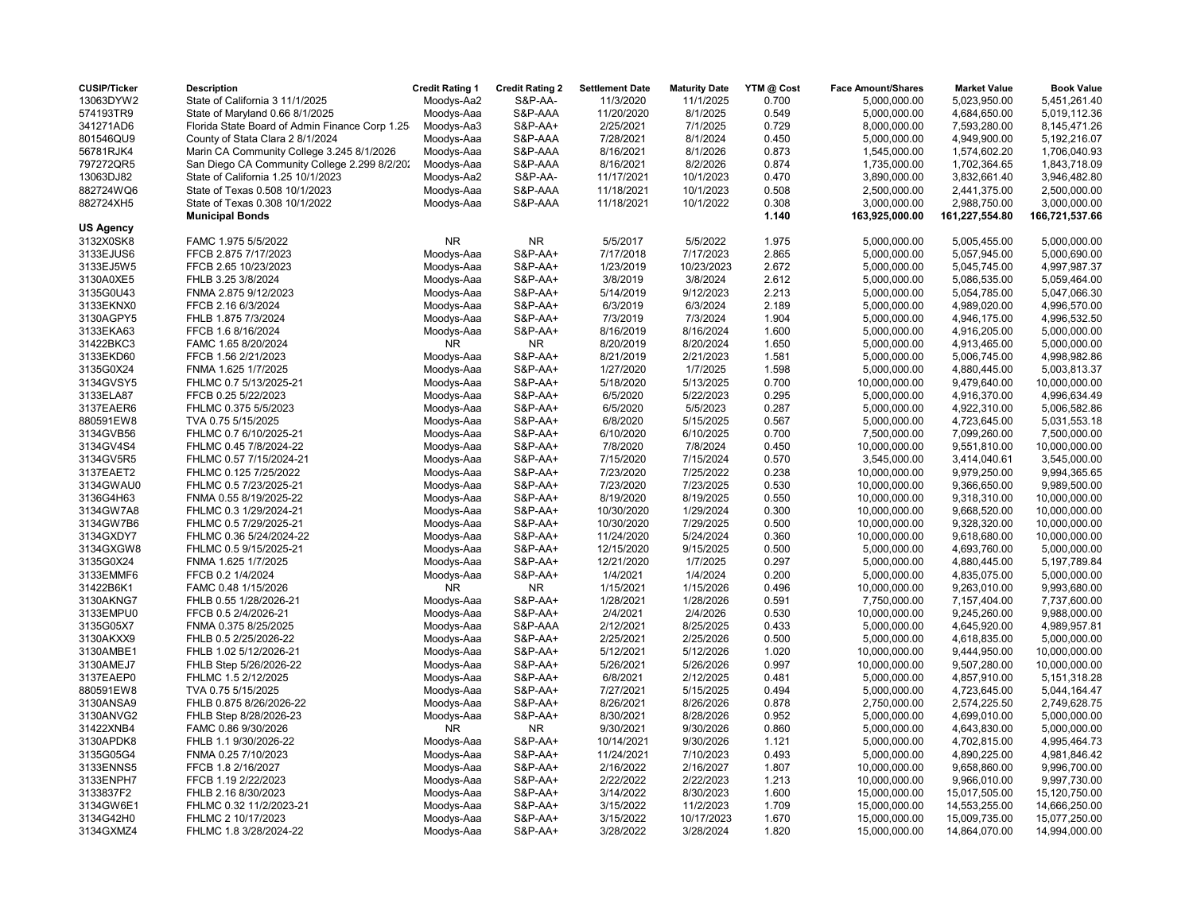| CUSIP/Ticker | Description | Credit Rating 1 | Credit Rating 2 | Settlement Date | Maturity Date | YTM @ Cost | Face Amount/Shares | Market Value | Book Value |
|---|---|---|---|---|---|---|---|---|---|
| 13063DYW2 | State of California 3 11/1/2025 | Moodys-Aa2 | S&P-AA- | 11/3/2020 | 11/1/2025 | 0.700 | 5,000,000.00 | 5,023,950.00 | 5,451,261.40 |
| 574193TR9 | State of Maryland 0.66 8/1/2025 | Moodys-Aaa | S&P-AAA | 11/20/2020 | 8/1/2025 | 0.549 | 5,000,000.00 | 4,684,650.00 | 5,019,112.36 |
| 341271AD6 | Florida State Board of Admin Finance Corp 1.25 | Moodys-Aa3 | S&P-AA+ | 2/25/2021 | 7/1/2025 | 0.729 | 8,000,000.00 | 7,593,280.00 | 8,145,471.26 |
| 801546QU9 | County of Stata Clara 2 8/1/2024 | Moodys-Aaa | S&P-AAA | 7/28/2021 | 8/1/2024 | 0.450 | 5,000,000.00 | 4,949,900.00 | 5,192,216.07 |
| 56781RJK4 | Marin CA Community College 3.245 8/1/2026 | Moodys-Aaa | S&P-AAA | 8/16/2021 | 8/1/2026 | 0.873 | 1,545,000.00 | 1,574,602.20 | 1,706,040.93 |
| 797272QR5 | San Diego CA Community College 2.299 8/2/202 | Moodys-Aaa | S&P-AAA | 8/16/2021 | 8/2/2026 | 0.874 | 1,735,000.00 | 1,702,364.65 | 1,843,718.09 |
| 13063DJ82 | State of California 1.25 10/1/2023 | Moodys-Aa2 | S&P-AA- | 11/17/2021 | 10/1/2023 | 0.470 | 3,890,000.00 | 3,832,661.40 | 3,946,482.80 |
| 882724WQ6 | State of Texas 0.508 10/1/2023 | Moodys-Aaa | S&P-AAA | 11/18/2021 | 10/1/2023 | 0.508 | 2,500,000.00 | 2,441,375.00 | 2,500,000.00 |
| 882724XH5 | State of Texas 0.308 10/1/2022 | Moodys-Aaa | S&P-AAA | 11/18/2021 | 10/1/2022 | 0.308 | 3,000,000.00 | 2,988,750.00 | 3,000,000.00 |
| | **Municipal Bonds** | | | | | **1.140** | **163,925,000.00** | **161,227,554.80** | **166,721,537.66** |
| **US Agency** | | | | | | | | | |
| 3132X0SK8 | FAMC 1.975 5/5/2022 | NR | NR | 5/5/2017 | 5/5/2022 | 1.975 | 5,000,000.00 | 5,005,455.00 | 5,000,000.00 |
| 3133EJUS6 | FFCB 2.875 7/17/2023 | Moodys-Aaa | S&P-AA+ | 7/17/2018 | 7/17/2023 | 2.865 | 5,000,000.00 | 5,057,945.00 | 5,000,690.00 |
| 3133EJ5W5 | FFCB 2.65 10/23/2023 | Moodys-Aaa | S&P-AA+ | 1/23/2019 | 10/23/2023 | 2.672 | 5,000,000.00 | 5,045,745.00 | 4,997,987.37 |
| 3130A0XE5 | FHLB 3.25 3/8/2024 | Moodys-Aaa | S&P-AA+ | 3/8/2019 | 3/8/2024 | 2.612 | 5,000,000.00 | 5,086,535.00 | 5,059,464.00 |
| 3135G0U43 | FNMA 2.875 9/12/2023 | Moodys-Aaa | S&P-AA+ | 5/14/2019 | 9/12/2023 | 2.213 | 5,000,000.00 | 5,054,785.00 | 5,047,066.30 |
| 3133EKNX0 | FFCB 2.16 6/3/2024 | Moodys-Aaa | S&P-AA+ | 6/3/2019 | 6/3/2024 | 2.189 | 5,000,000.00 | 4,989,020.00 | 4,996,570.00 |
| 3130AGPY5 | FHLB 1.875 7/3/2024 | Moodys-Aaa | S&P-AA+ | 7/3/2019 | 7/3/2024 | 1.904 | 5,000,000.00 | 4,946,175.00 | 4,996,532.50 |
| 3133EKA63 | FFCB 1.6 8/16/2024 | Moodys-Aaa | S&P-AA+ | 8/16/2019 | 8/16/2024 | 1.600 | 5,000,000.00 | 4,916,205.00 | 5,000,000.00 |
| 31422BKC3 | FAMC 1.65 8/20/2024 | NR | NR | 8/20/2019 | 8/20/2024 | 1.650 | 5,000,000.00 | 4,913,465.00 | 5,000,000.00 |
| 3133EKD60 | FFCB 1.56 2/21/2023 | Moodys-Aaa | S&P-AA+ | 8/21/2019 | 2/21/2023 | 1.581 | 5,000,000.00 | 5,006,745.00 | 4,998,982.86 |
| 3135G0X24 | FNMA 1.625 1/7/2025 | Moodys-Aaa | S&P-AA+ | 1/27/2020 | 1/7/2025 | 1.598 | 5,000,000.00 | 4,880,445.00 | 5,003,813.37 |
| 3134GVSY5 | FHLMC 0.7 5/13/2025-21 | Moodys-Aaa | S&P-AA+ | 5/18/2020 | 5/13/2025 | 0.700 | 10,000,000.00 | 9,479,640.00 | 10,000,000.00 |
| 3133ELA87 | FFCB 0.25 5/22/2023 | Moodys-Aaa | S&P-AA+ | 6/5/2020 | 5/22/2023 | 0.295 | 5,000,000.00 | 4,916,370.00 | 4,996,634.49 |
| 3137EAER6 | FHLMC 0.375 5/5/2023 | Moodys-Aaa | S&P-AA+ | 6/5/2020 | 5/5/2023 | 0.287 | 5,000,000.00 | 4,922,310.00 | 5,006,582.86 |
| 880591EW8 | TVA 0.75 5/15/2025 | Moodys-Aaa | S&P-AA+ | 6/8/2020 | 5/15/2025 | 0.567 | 5,000,000.00 | 4,723,645.00 | 5,031,553.18 |
| 3134GVB56 | FHLMC 0.7 6/10/2025-21 | Moodys-Aaa | S&P-AA+ | 6/10/2020 | 6/10/2025 | 0.700 | 7,500,000.00 | 7,099,260.00 | 7,500,000.00 |
| 3134GV4S4 | FHLMC 0.45 7/8/2024-22 | Moodys-Aaa | S&P-AA+ | 7/8/2020 | 7/8/2024 | 0.450 | 10,000,000.00 | 9,551,810.00 | 10,000,000.00 |
| 3134GV5R5 | FHLMC 0.57 7/15/2024-21 | Moodys-Aaa | S&P-AA+ | 7/15/2020 | 7/15/2024 | 0.570 | 3,545,000.00 | 3,414,040.61 | 3,545,000.00 |
| 3137EAET2 | FHLMC 0.125 7/25/2022 | Moodys-Aaa | S&P-AA+ | 7/23/2020 | 7/25/2022 | 0.238 | 10,000,000.00 | 9,979,250.00 | 9,994,365.65 |
| 3134GWAU0 | FHLMC 0.5 7/23/2025-21 | Moodys-Aaa | S&P-AA+ | 7/23/2020 | 7/23/2025 | 0.530 | 10,000,000.00 | 9,366,650.00 | 9,989,500.00 |
| 3136G4H63 | FNMA 0.55 8/19/2025-22 | Moodys-Aaa | S&P-AA+ | 8/19/2020 | 8/19/2025 | 0.550 | 10,000,000.00 | 9,318,310.00 | 10,000,000.00 |
| 3134GW7A8 | FHLMC 0.3 1/29/2024-21 | Moodys-Aaa | S&P-AA+ | 10/30/2020 | 1/29/2024 | 0.300 | 10,000,000.00 | 9,668,520.00 | 10,000,000.00 |
| 3134GW7B6 | FHLMC 0.5 7/29/2025-21 | Moodys-Aaa | S&P-AA+ | 10/30/2020 | 7/29/2025 | 0.500 | 10,000,000.00 | 9,328,320.00 | 10,000,000.00 |
| 3134GXDY7 | FHLMC 0.36 5/24/2024-22 | Moodys-Aaa | S&P-AA+ | 11/24/2020 | 5/24/2024 | 0.360 | 10,000,000.00 | 9,618,680.00 | 10,000,000.00 |
| 3134GXGW8 | FHLMC 0.5 9/15/2025-21 | Moodys-Aaa | S&P-AA+ | 12/15/2020 | 9/15/2025 | 0.500 | 5,000,000.00 | 4,693,760.00 | 5,000,000.00 |
| 3135G0X24 | FNMA 1.625 1/7/2025 | Moodys-Aaa | S&P-AA+ | 12/21/2020 | 1/7/2025 | 0.297 | 5,000,000.00 | 4,880,445.00 | 5,197,789.84 |
| 3133EMMF6 | FFCB 0.2 1/4/2024 | Moodys-Aaa | S&P-AA+ | 1/4/2021 | 1/4/2024 | 0.200 | 5,000,000.00 | 4,835,075.00 | 5,000,000.00 |
| 31422B6K1 | FAMC 0.48 1/15/2026 | NR | NR | 1/15/2021 | 1/15/2026 | 0.496 | 10,000,000.00 | 9,263,010.00 | 9,993,680.00 |
| 3130AKNG7 | FHLB 0.55 1/28/2026-21 | Moodys-Aaa | S&P-AA+ | 1/28/2021 | 1/28/2026 | 0.591 | 7,750,000.00 | 7,157,404.00 | 7,737,600.00 |
| 3133EMPU0 | FFCB 0.5 2/4/2026-21 | Moodys-Aaa | S&P-AA+ | 2/4/2021 | 2/4/2026 | 0.530 | 10,000,000.00 | 9,245,260.00 | 9,988,000.00 |
| 3135G05X7 | FNMA 0.375 8/25/2025 | Moodys-Aaa | S&P-AAA | 2/12/2021 | 8/25/2025 | 0.433 | 5,000,000.00 | 4,645,920.00 | 4,989,957.81 |
| 3130AKXX9 | FHLB 0.5 2/25/2026-22 | Moodys-Aaa | S&P-AA+ | 2/25/2021 | 2/25/2026 | 0.500 | 5,000,000.00 | 4,618,835.00 | 5,000,000.00 |
| 3130AMBE1 | FHLB 1.02 5/12/2026-21 | Moodys-Aaa | S&P-AA+ | 5/12/2021 | 5/12/2026 | 1.020 | 10,000,000.00 | 9,444,950.00 | 10,000,000.00 |
| 3130AMEJ7 | FHLB Step 5/26/2026-22 | Moodys-Aaa | S&P-AA+ | 5/26/2021 | 5/26/2026 | 0.997 | 10,000,000.00 | 9,507,280.00 | 10,000,000.00 |
| 3137EAEP0 | FHLMC 1.5 2/12/2025 | Moodys-Aaa | S&P-AA+ | 6/8/2021 | 2/12/2025 | 0.481 | 5,000,000.00 | 4,857,910.00 | 5,151,318.28 |
| 880591EW8 | TVA 0.75 5/15/2025 | Moodys-Aaa | S&P-AA+ | 7/27/2021 | 5/15/2025 | 0.494 | 5,000,000.00 | 4,723,645.00 | 5,044,164.47 |
| 3130ANSA9 | FHLB 0.875 8/26/2026-22 | Moodys-Aaa | S&P-AA+ | 8/26/2021 | 8/26/2026 | 0.878 | 2,750,000.00 | 2,574,225.50 | 2,749,628.75 |
| 3130ANVG2 | FHLB Step 8/28/2026-23 | Moodys-Aaa | S&P-AA+ | 8/30/2021 | 8/28/2026 | 0.952 | 5,000,000.00 | 4,699,010.00 | 5,000,000.00 |
| 31422XNB4 | FAMC 0.86 9/30/2026 | NR | NR | 9/30/2021 | 9/30/2026 | 0.860 | 5,000,000.00 | 4,643,830.00 | 5,000,000.00 |
| 3130APDK8 | FHLB 1.1 9/30/2026-22 | Moodys-Aaa | S&P-AA+ | 10/14/2021 | 9/30/2026 | 1.121 | 5,000,000.00 | 4,702,815.00 | 4,995,464.73 |
| 3135G05G4 | FNMA 0.25 7/10/2023 | Moodys-Aaa | S&P-AA+ | 11/24/2021 | 7/10/2023 | 0.493 | 5,000,000.00 | 4,890,225.00 | 4,981,846.42 |
| 3133ENNS5 | FFCB 1.8 2/16/2027 | Moodys-Aaa | S&P-AA+ | 2/16/2022 | 2/16/2027 | 1.807 | 10,000,000.00 | 9,658,860.00 | 9,996,700.00 |
| 3133ENPH7 | FFCB 1.19 2/22/2023 | Moodys-Aaa | S&P-AA+ | 2/22/2022 | 2/22/2023 | 1.213 | 10,000,000.00 | 9,966,010.00 | 9,997,730.00 |
| 3133837F2 | FHLB 2.16 8/30/2023 | Moodys-Aaa | S&P-AA+ | 3/14/2022 | 8/30/2023 | 1.600 | 15,000,000.00 | 15,017,505.00 | 15,120,750.00 |
| 3134GW6E1 | FHLMC 0.32 11/2/2023-21 | Moodys-Aaa | S&P-AA+ | 3/15/2022 | 11/2/2023 | 1.709 | 15,000,000.00 | 14,553,255.00 | 14,666,250.00 |
| 3134G42H0 | FHLMC 2 10/17/2023 | Moodys-Aaa | S&P-AA+ | 3/15/2022 | 10/17/2023 | 1.670 | 15,000,000.00 | 15,009,735.00 | 15,077,250.00 |
| 3134GXMZ4 | FHLMC 1.8 3/28/2024-22 | Moodys-Aaa | S&P-AA+ | 3/28/2022 | 3/28/2024 | 1.820 | 15,000,000.00 | 14,864,070.00 | 14,994,000.00 |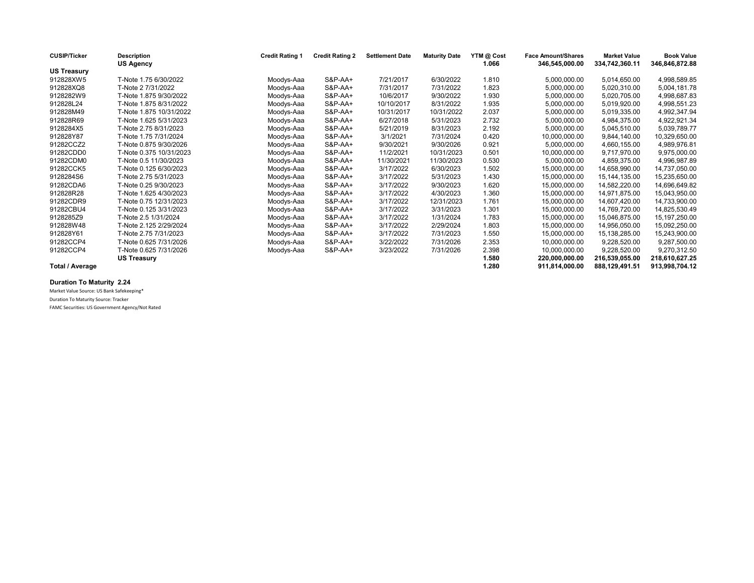| CUSIP/Ticker | Description | Credit Rating 1 | Credit Rating 2 | Settlement Date | Maturity Date | YTM @ Cost | Face Amount/Shares | Market Value | Book Value |
|---|---|---|---|---|---|---|---|---|---|
| | **US Agency** | | | | | **1.066** | **346,545,000.00** | **334,742,360.11** | **346,846,872.88** |
| **US Treasury** | | | | | | | | | |
| 912828XW5 | T-Note 1.75 6/30/2022 | Moodys-Aaa | S&P-AA+ | 7/21/2017 | 6/30/2022 | 1.810 | 5,000,000.00 | 5,014,650.00 | 4,998,589.85 |
| 912828XQ8 | T-Note 2 7/31/2022 | Moodys-Aaa | S&P-AA+ | 7/31/2017 | 7/31/2022 | 1.823 | 5,000,000.00 | 5,020,310.00 | 5,004,181.78 |
| 9128282W9 | T-Note 1.875 9/30/2022 | Moodys-Aaa | S&P-AA+ | 10/6/2017 | 9/30/2022 | 1.930 | 5,000,000.00 | 5,020,705.00 | 4,998,687.83 |
| 912828L24 | T-Note 1.875 8/31/2022 | Moodys-Aaa | S&P-AA+ | 10/10/2017 | 8/31/2022 | 1.935 | 5,000,000.00 | 5,019,920.00 | 4,998,551.23 |
| 912828M49 | T-Note 1.875 10/31/2022 | Moodys-Aaa | S&P-AA+ | 10/31/2017 | 10/31/2022 | 2.037 | 5,000,000.00 | 5,019,335.00 | 4,992,347.94 |
| 912828R69 | T-Note 1.625 5/31/2023 | Moodys-Aaa | S&P-AA+ | 6/27/2018 | 5/31/2023 | 2.732 | 5,000,000.00 | 4,984,375.00 | 4,922,921.34 |
| 9128284X5 | T-Note 2.75 8/31/2023 | Moodys-Aaa | S&P-AA+ | 5/21/2019 | 8/31/2023 | 2.192 | 5,000,000.00 | 5,045,510.00 | 5,039,789.77 |
| 912828Y87 | T-Note 1.75 7/31/2024 | Moodys-Aaa | S&P-AA+ | 3/1/2021 | 7/31/2024 | 0.420 | 10,000,000.00 | 9,844,140.00 | 10,329,650.00 |
| 91282CCZ2 | T-Note 0.875 9/30/2026 | Moodys-Aaa | S&P-AA+ | 9/30/2021 | 9/30/2026 | 0.921 | 5,000,000.00 | 4,660,155.00 | 4,989,976.81 |
| 91282CDD0 | T-Note 0.375 10/31/2023 | Moodys-Aaa | S&P-AA+ | 11/2/2021 | 10/31/2023 | 0.501 | 10,000,000.00 | 9,717,970.00 | 9,975,000.00 |
| 91282CDM0 | T-Note 0.5 11/30/2023 | Moodys-Aaa | S&P-AA+ | 11/30/2021 | 11/30/2023 | 0.530 | 5,000,000.00 | 4,859,375.00 | 4,996,987.89 |
| 91282CCK5 | T-Note 0.125 6/30/2023 | Moodys-Aaa | S&P-AA+ | 3/17/2022 | 6/30/2023 | 1.502 | 15,000,000.00 | 14,658,990.00 | 14,737,050.00 |
| 9128284S6 | T-Note 2.75 5/31/2023 | Moodys-Aaa | S&P-AA+ | 3/17/2022 | 5/31/2023 | 1.430 | 15,000,000.00 | 15,144,135.00 | 15,235,650.00 |
| 91282CDA6 | T-Note 0.25 9/30/2023 | Moodys-Aaa | S&P-AA+ | 3/17/2022 | 9/30/2023 | 1.620 | 15,000,000.00 | 14,582,220.00 | 14,696,649.82 |
| 912828R28 | T-Note 1.625 4/30/2023 | Moodys-Aaa | S&P-AA+ | 3/17/2022 | 4/30/2023 | 1.360 | 15,000,000.00 | 14,971,875.00 | 15,043,950.00 |
| 91282CDR9 | T-Note 0.75 12/31/2023 | Moodys-Aaa | S&P-AA+ | 3/17/2022 | 12/31/2023 | 1.761 | 15,000,000.00 | 14,607,420.00 | 14,733,900.00 |
| 91282CBU4 | T-Note 0.125 3/31/2023 | Moodys-Aaa | S&P-AA+ | 3/17/2022 | 3/31/2023 | 1.301 | 15,000,000.00 | 14,769,720.00 | 14,825,530.49 |
| 9128285Z9 | T-Note 2.5 1/31/2024 | Moodys-Aaa | S&P-AA+ | 3/17/2022 | 1/31/2024 | 1.783 | 15,000,000.00 | 15,046,875.00 | 15,197,250.00 |
| 912828W48 | T-Note 2.125 2/29/2024 | Moodys-Aaa | S&P-AA+ | 3/17/2022 | 2/29/2024 | 1.803 | 15,000,000.00 | 14,956,050.00 | 15,092,250.00 |
| 912828Y61 | T-Note 2.75 7/31/2023 | Moodys-Aaa | S&P-AA+ | 3/17/2022 | 7/31/2023 | 1.550 | 15,000,000.00 | 15,138,285.00 | 15,243,900.00 |
| 91282CCP4 | T-Note 0.625 7/31/2026 | Moodys-Aaa | S&P-AA+ | 3/22/2022 | 7/31/2026 | 2.353 | 10,000,000.00 | 9,228,520.00 | 9,287,500.00 |
| 91282CCP4 | T-Note 0.625 7/31/2026 | Moodys-Aaa | S&P-AA+ | 3/23/2022 | 7/31/2026 | 2.398 | 10,000,000.00 | 9,228,520.00 | 9,270,312.50 |
| | **US Treasury** | | | | | **1.580** | **220,000,000.00** | **216,539,055.00** | **218,610,627.25** |
| **Total / Average** | | | | | | **1.280** | **911,814,000.00** | **888,129,491.51** | **913,998,704.12** |

**Duration To Maturity 2.24**

Market Value Source: US Bank Safekeeping*

Duration To Maturity Source: Tracker

FAMC Securities: US Government Agency/Not Rated